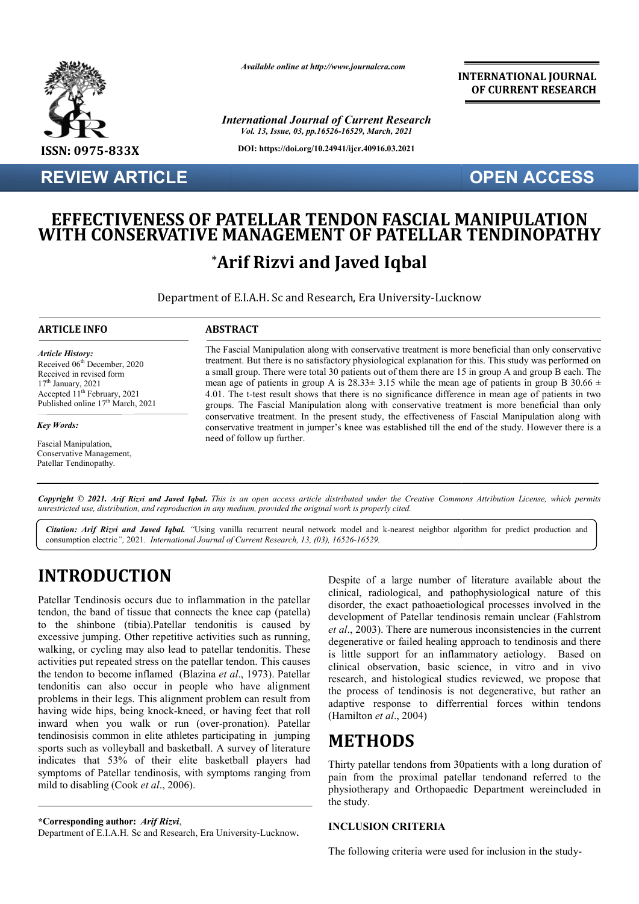*Available online at http://www.journalcra.com*

**INTERNATIONAL JOURNAL OF CURRENT RESEARCH**

*International Journal of Current Research*
*Vol. 13, Issue, 03, pp.16526-16529, March, 2021*

**DOI: https://doi.org/10.24941/ijcr.40916.03.2021**

**ISSN: 0975-833X**

**REVIEW ARTICLE**

**OPEN ACCESS**

# EFFECTIVENESS OF PATELLAR TENDON FASCIAL MANIPULATION WITH CONSERVATIVE MANAGEMENT OF PATELLAR TENDINOPATHY

## *Arif Rizvi and Javed Iqbal

Department of E.I.A.H. Sc and Research, Era University-Lucknow

**ARTICLE INFO**

*Article History:*
Received 06th December, 2020
Received in revised form
17th January, 2021
Accepted 11th February, 2021
Published online 17th March, 2021

*Key Words:*

Fascial Manipulation,
Conservative Management,
Patellar Tendinopathy.

**ABSTRACT**

The Fascial Manipulation along with conservative treatment is more beneficial than only conservative treatment. But there is no satisfactory physiological explanation for this. This study was performed on a small group. There were total 30 patients out of them there are 15 in group A and group B each. The mean age of patients in group A is 28.33± 3.15 while the mean age of patients in group B 30.66 ± 4.01. The t-test result shows that there is no significance difference in mean age of patients in two groups. The Fascial Manipulation along with conservative treatment is more beneficial than only conservative treatment. In the present study, the effectiveness of Fascial Manipulation along with conservative treatment in jumper's knee was established till the end of the study. However there is a need of follow up further.

***Copyright © 2021. Arif Rizvi and Javed Iqbal.*** *This is an open access article distributed under the Creative Commons Attribution License, which permits unrestricted use, distribution, and reproduction in any medium, provided the original work is properly cited.*

***Citation: Arif Rizvi and Javed Iqbal.*** *"*Using vanilla recurrent neural network model and k-nearest neighbor algorithm for predict production and consumption electric*", 2021. International Journal of Current Research, 13, (03), 16526-16529.*

# INTRODUCTION

Patellar Tendinosis occurs due to inflammation in the patellar tendon, the band of tissue that connects the knee cap (patella) to the shinbone (tibia).Patellar tendonitis is caused by excessive jumping. Other repetitive activities such as running, walking, or cycling may also lead to patellar tendonitis. These activities put repeated stress on the patellar tendon. This causes the tendon to become inflamed (Blazina *et al*., 1973). Patellar tendonitis can also occur in people who have alignment problems in their legs. This alignment problem can result from having wide hips, being knock-kneed, or having feet that roll inward when you walk or run (over-pronation). Patellar tendinosisis common in elite athletes participating in jumping sports such as volleyball and basketball. A survey of literature indicates that 53% of their elite basketball players had symptoms of Patellar tendinosis, with symptoms ranging from mild to disabling (Cook *et al*., 2006).

Despite of a large number of literature available about the clinical, radiological, and pathophysiological nature of this disorder, the exact pathoaetiological processes involved in the development of Patellar tendinosis remain unclear (Fahlstrom *et al*., 2003). There are numerous inconsistencies in the current degenerative or failed healing approach to tendinosis and there is little support for an inflammatory aetiology. Based on clinical observation, basic science, in vitro and in vivo research, and histological studies reviewed, we propose that the process of tendinosis is not degenerative, but rather an adaptive response to differrential forces within tendons (Hamilton *et al*., 2004)

# METHODS

Thirty patellar tendons from 30patients with a long duration of pain from the proximal patellar tendonand referred to the physiotherapy and Orthopaedic Department wereincluded in the study.

### INCLUSION CRITERIA

The following criteria were used for inclusion in the study-

**\*Corresponding author:** *Arif Rizvi*,
Department of E.I.A.H. Sc and Research, Era University-Lucknow.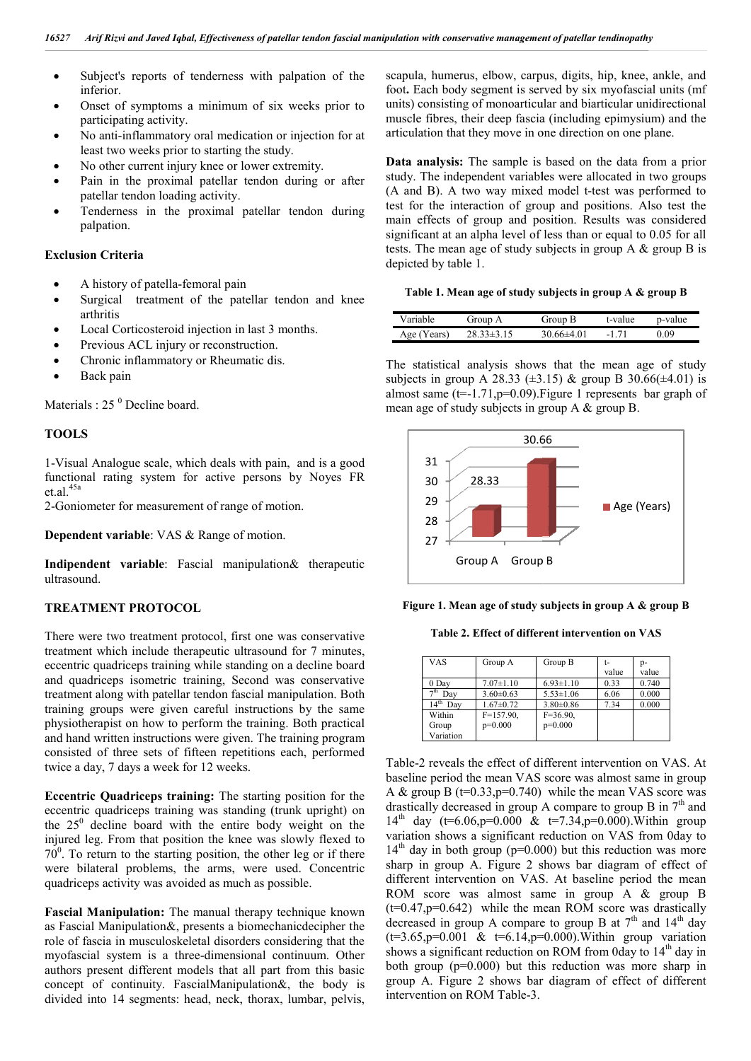- Subject's reports of tenderness with palpation of the inferior.
- Onset of symptoms a minimum of six weeks prior to participating activity.
- No anti-inflammatory oral medication or injection for at least two weeks prior to starting the study.
- No other current injury knee or lower extremity.
- Pain in the proximal patellar tendon during or after patellar tendon loading activity.
- Tenderness in the proximal patellar tendon during palpation.

**Exclusion Criteria**

- A history of patella-femoral pain
- Surgical treatment of the patellar tendon and knee arthritis
- Local Corticosteroid injection in last 3 months.
- Previous ACL injury or reconstruction.
- Chronic inflammatory or Rheumatic dis.
- Back pain

Materials : 25 $^0$ Decline board.

**TOOLS**

1-Visual Analogue scale, which deals with pain, and is a good functional rating system for active persons by Noyes FR et.al.[45a]

2-Goniometer for measurement of range of motion.

**Dependent variable**: VAS & Range of motion.

**Indipendent variable**: Fascial manipulation& therapeutic ultrasound.

**TREATMENT PROTOCOL**

There were two treatment protocol, first one was conservative treatment which include therapeutic ultrasound for 7 minutes, eccentric quadriceps training while standing on a decline board and quadriceps isometric training, Second was conservative treatment along with patellar tendon fascial manipulation. Both training groups were given careful instructions by the same physiotherapist on how to perform the training. Both practical and hand written instructions were given. The training program consisted of three sets of fifteen repetitions each, performed twice a day, 7 days a week for 12 weeks.

**Eccentric Quadriceps training:** The starting position for the eccentric quadriceps training was standing (trunk upright) on the 25$^0$ decline board with the entire body weight on the injured leg. From that position the knee was slowly flexed to 70$^0$. To return to the starting position, the other leg or if there were bilateral problems, the arms, were used. Concentric quadriceps activity was avoided as much as possible.

**Fascial Manipulation:** The manual therapy technique known as Fascial Manipulation&, presents a biomechanicdecipher the role of fascia in musculoskeletal disorders considering that the myofascial system is a three-dimensional continuum. Other authors present different models that all part from this basic concept of continuity. FascialManipulation&, the body is divided into 14 segments: head, neck, thorax, lumbar, pelvis, scapula, humerus, elbow, carpus, digits, hip, knee, ankle, and foot**.** Each body segment is served by six myofascial units (mf units) consisting of monoarticular and biarticular unidirectional muscle fibres, their deep fascia (including epimysium) and the articulation that they move in one direction on one plane.

**Data analysis:** The sample is based on the data from a prior study. The independent variables were allocated in two groups (A and B). A two way mixed model t-test was performed to test for the interaction of group and positions. Also test the main effects of group and position. Results was considered significant at an alpha level of less than or equal to 0.05 for all tests. The mean age of study subjects in group A & group B is depicted by table 1.

**Table 1. Mean age of study subjects in group A & group B**

| Variable | Group A | Group B | t-value | p-value |
|---|---|---|---|---|
| Age (Years) | 28.33±3.15 | 30.66±4.01 | -1.71 | 0.09 |

The statistical analysis shows that the mean age of study subjects in group A 28.33 (±3.15) & group B 30.66(±4.01) is almost same (t=-1.71,p=0.09).Figure 1 represents bar graph of mean age of study subjects in group A & group B.

**Figure 1. Mean age of study subjects in group A & group B**

**Table 2. Effect of different intervention on VAS**

| VAS | Group A | Group B | t-value | p-value |
|---|---|---|---|---|
| 0 Day | 7.07±1.10 | 6.93±1.10 | 0.33 | 0.740 |
| 7$^{th}$ Day | 3.60±0.63 | 5.53±1.06 | 6.06 | 0.000 |
| 14$^{th}$ Day | 1.67±0.72 | 3.80±0.86 | 7.34 | 0.000 |
| Within Group Variation | F=157.90, p=0.000 | F=36.90, p=0.000 | | |

Table-2 reveals the effect of different intervention on VAS. At baseline period the mean VAS score was almost same in group A & group B (t=0.33,p=0.740) while the mean VAS score was drastically decreased in group A compare to group B in 7$^{th}$ and 14$^{th}$ day (t=6.06,p=0.000 & t=7.34,p=0.000).Within group variation shows a significant reduction on VAS from 0day to 14$^{th}$ day in both group (p=0.000) but this reduction was more sharp in group A. Figure 2 shows bar diagram of effect of different intervention on VAS. At baseline period the mean ROM score was almost same in group A & group B (t=0.47,p=0.642) while the mean ROM score was drastically decreased in group A compare to group B at 7$^{th}$ and 14$^{th}$ day (t=3.65,p=0.001 & t=6.14,p=0.000).Within group variation shows a significant reduction on ROM from 0day to 14$^{th}$ day in both group (p=0.000) but this reduction was more sharp in group A. Figure 2 shows bar diagram of effect of different intervention on ROM Table-3.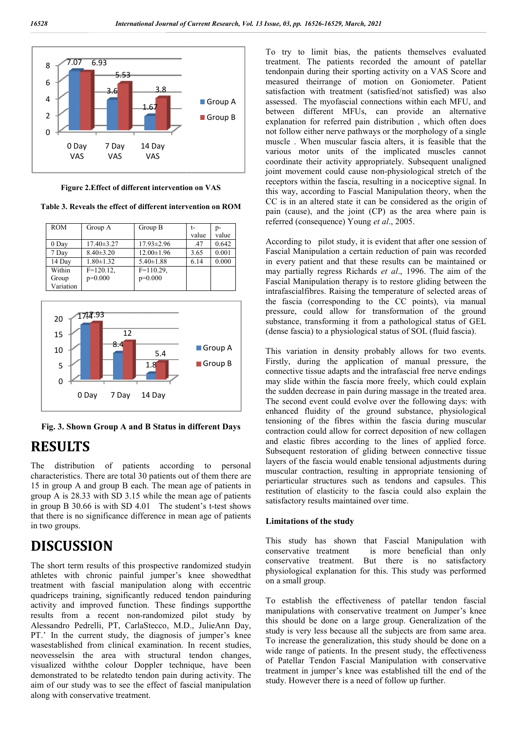Figure 2.Effect of different intervention on VAS

Table 3. Reveals the effect of different intervention on ROM

| ROM | Group A | Group B | t-value | p-value |
|---|---|---|---|---|
| 0 Day | 17.40±3.27 | 17.93±2.96 | .47 | 0.642 |
| 7 Day | 8.40±3.20 | 12.00±1.96 | 3.65 | 0.001 |
| 14 Day | 1.80±1.32 | 5.40±1.88 | 6.14 | 0.000 |
| Within Group Variation | F=120.12, p=0.000 | F=110.29, p=0.000 | | |

Fig. 3. Shown Group A and B Status in different Days

# RESULTS

The distribution of patients according to personal characteristics. There are total 30 patients out of them there are 15 in group A and group B each. The mean age of patients in group A is 28.33 with SD 3.15 while the mean age of patients in group B 30.66 is with SD 4.01 The student's t-test shows that there is no significance difference in mean age of patients in two groups.

# DISCUSSION

The short term results of this prospective randomized studyin athletes with chronic painful jumper's knee showedthat treatment with fascial manipulation along with eccentric quadriceps training, significantly reduced tendon painduring activity and improved function. These findings supportthe results from a recent non-randomized pilot study by Alessandro Pedrelli, PT, CarlaStecco, M.D., JulieAnn Day, PT.' In the current study, the diagnosis of jumper's knee wasestablished from clinical examination. In recent studies, neovesselsin the area with structural tendon changes, visualized withthe colour Doppler technique, have been demonstrated to be relatedto tendon pain during activity. The aim of our study was to see the effect of fascial manipulation along with conservative treatment.

To try to limit bias, the patients themselves evaluated treatment. The patients recorded the amount of patellar tendonpain during their sporting activity on a VAS Score and measured theirrange of motion on Goniometer. Patient satisfaction with treatment (satisfied/not satisfied) was also assessed. The myofascial connections within each MFU, and between different MFUs, can provide an alternative explanation for referred pain distribution , which often does not follow either nerve pathways or the morphology of a single muscle . When muscular fascia alters, it is feasible that the various motor units of the implicated muscles cannot coordinate their activity appropriately. Subsequent unaligned joint movement could cause non-physiological stretch of the receptors within the fascia, resulting in a nociceptive signal. In this way, according to Fascial Manipulation theory, when the CC is in an altered state it can be considered as the origin of pain (cause), and the joint (CP) as the area where pain is referred (consequence) Young *et al*., 2005.

According to pilot study, it is evident that after one session of Fascial Manipulation a certain reduction of pain was recorded in every patient and that these results can be maintained or may partially regress Richards *et al*., 1996. The aim of the Fascial Manipulation therapy is to restore gliding between the intrafascialfibres. Raising the temperature of selected areas of the fascia (corresponding to the CC points), via manual pressure, could allow for transformation of the ground substance, transforming it from a pathological status of GEL (dense fascia) to a physiological status of SOL (fluid fascia).

This variation in density probably allows for two events. Firstly, during the application of manual pressure, the connective tissue adapts and the intrafascial free nerve endings may slide within the fascia more freely, which could explain the sudden decrease in pain during massage in the treated area. The second event could evolve over the following days: with enhanced fluidity of the ground substance, physiological tensioning of the fibres within the fascia during muscular contraction could allow for correct deposition of new collagen and elastic fibres according to the lines of applied force. Subsequent restoration of gliding between connective tissue layers of the fascia would enable tensional adjustments during muscular contraction, resulting in appropriate tensioning of periarticular structures such as tendons and capsules. This restitution of elasticity to the fascia could also explain the satisfactory results maintained over time.

**Limitations of the study**

This study has shown that Fascial Manipulation with conservative treatment is more beneficial than only conservative treatment. But there is no satisfactory physiological explanation for this. This study was performed on a small group.

To establish the effectiveness of patellar tendon fascial manipulations with conservative treatment on Jumper's knee this should be done on a large group. Generalization of the study is very less because all the subjects are from same area. To increase the generalization, this study should be done on a wide range of patients. In the present study, the effectiveness of Patellar Tendon Fascial Manipulation with conservative treatment in jumper's knee was established till the end of the study. However there is a need of follow up further.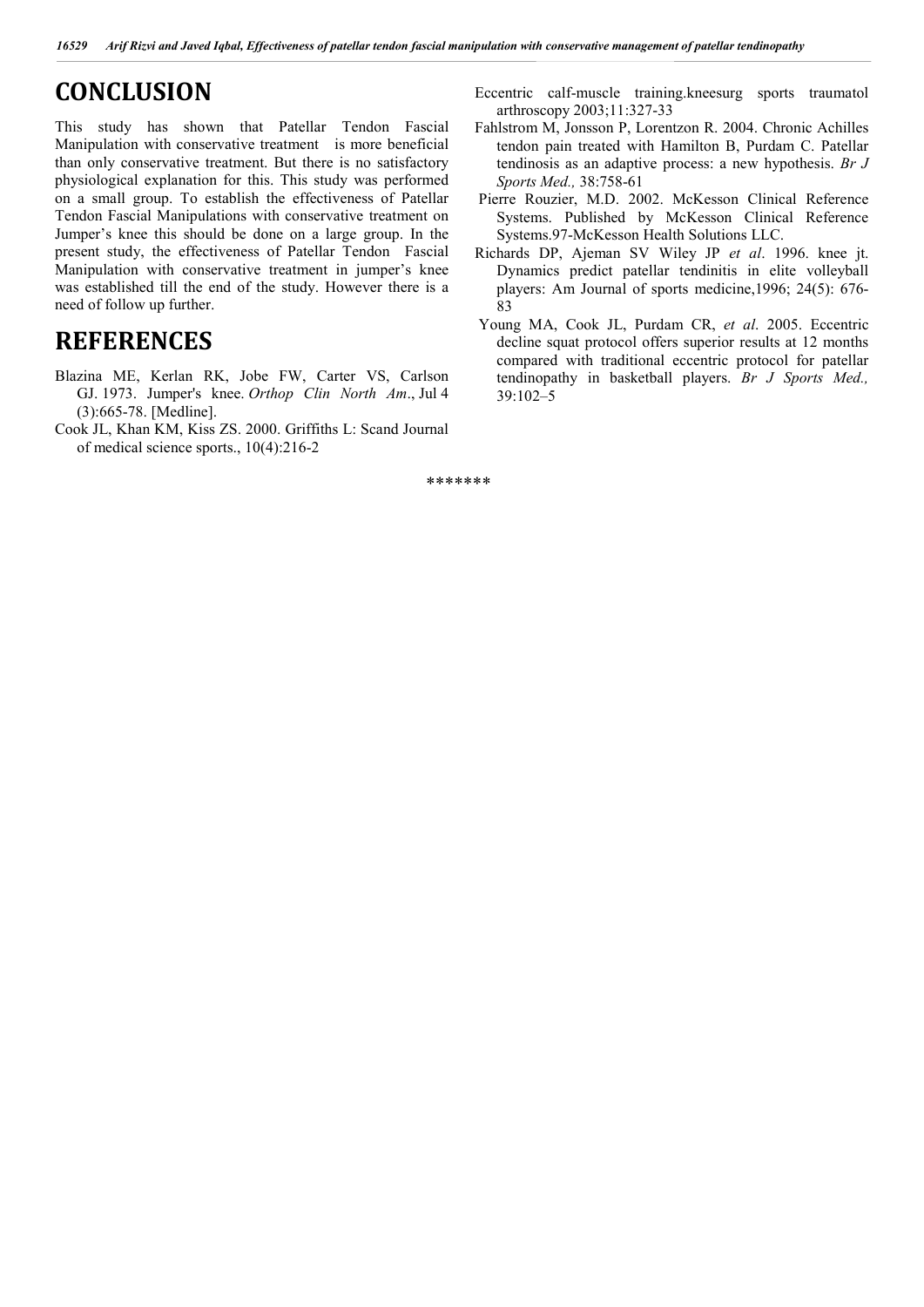# CONCLUSION

This study has shown that Patellar Tendon Fascial Manipulation with conservative treatment is more beneficial than only conservative treatment. But there is no satisfactory physiological explanation for this. This study was performed on a small group. To establish the effectiveness of Patellar Tendon Fascial Manipulations with conservative treatment on Jumper's knee this should be done on a large group. In the present study, the effectiveness of Patellar Tendon Fascial Manipulation with conservative treatment in jumper's knee was established till the end of the study. However there is a need of follow up further.

# REFERENCES

Blazina ME, Kerlan RK, Jobe FW, Carter VS, Carlson GJ. 1973. Jumper's knee. *Orthop Clin North Am*., Jul 4 (3):665-78. [Medline].

Cook JL, Khan KM, Kiss ZS. 2000. Griffiths L: Scand Journal of medical science sports., 10(4):216-2

Eccentric calf-muscle training.kneesurg sports traumatol arthroscopy 2003;11:327-33

Fahlstrom M, Jonsson P, Lorentzon R. 2004. Chronic Achilles tendon pain treated with Hamilton B, Purdam C. Patellar tendinosis as an adaptive process: a new hypothesis. *Br J Sports Med.,* 38:758-61

Pierre Rouzier, M.D. 2002. McKesson Clinical Reference Systems. Published by McKesson Clinical Reference Systems.97-McKesson Health Solutions LLC.

Richards DP, Ajeman SV Wiley JP *et al*. 1996. knee jt. Dynamics predict patellar tendinitis in elite volleyball players: Am Journal of sports medicine,1996; 24(5): 676-83

Young MA, Cook JL, Purdam CR, *et al*. 2005. Eccentric decline squat protocol offers superior results at 12 months compared with traditional eccentric protocol for patellar tendinopathy in basketball players. *Br J Sports Med.,* 39:102–5

*******